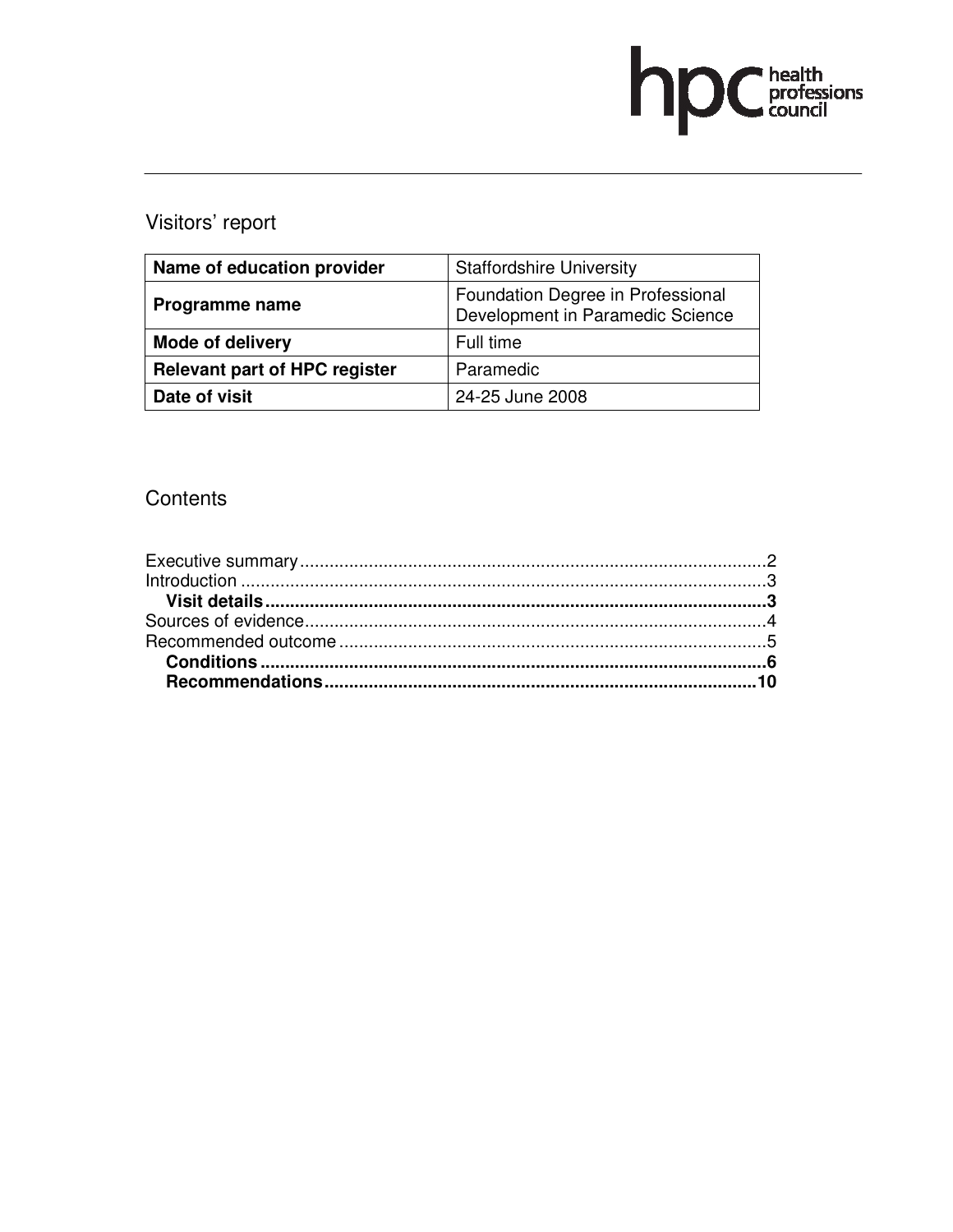# Visitors' report

| Name of education provider | Staffordshire University |
|---|---|
| Programme name | Foundation Degree in Professional Development in Paramedic Science |
| Mode of delivery | Full time |
| Relevant part of HPC register | Paramedic |
| Date of visit | 24-25 June 2008 |

## Contents

Executive summary .......... 2
Introduction .......... 3
**Visit details .......... 3**
Sources of evidence .......... 4
Recommended outcome .......... 5
**Conditions .......... 6**
**Recommendations .......... 10**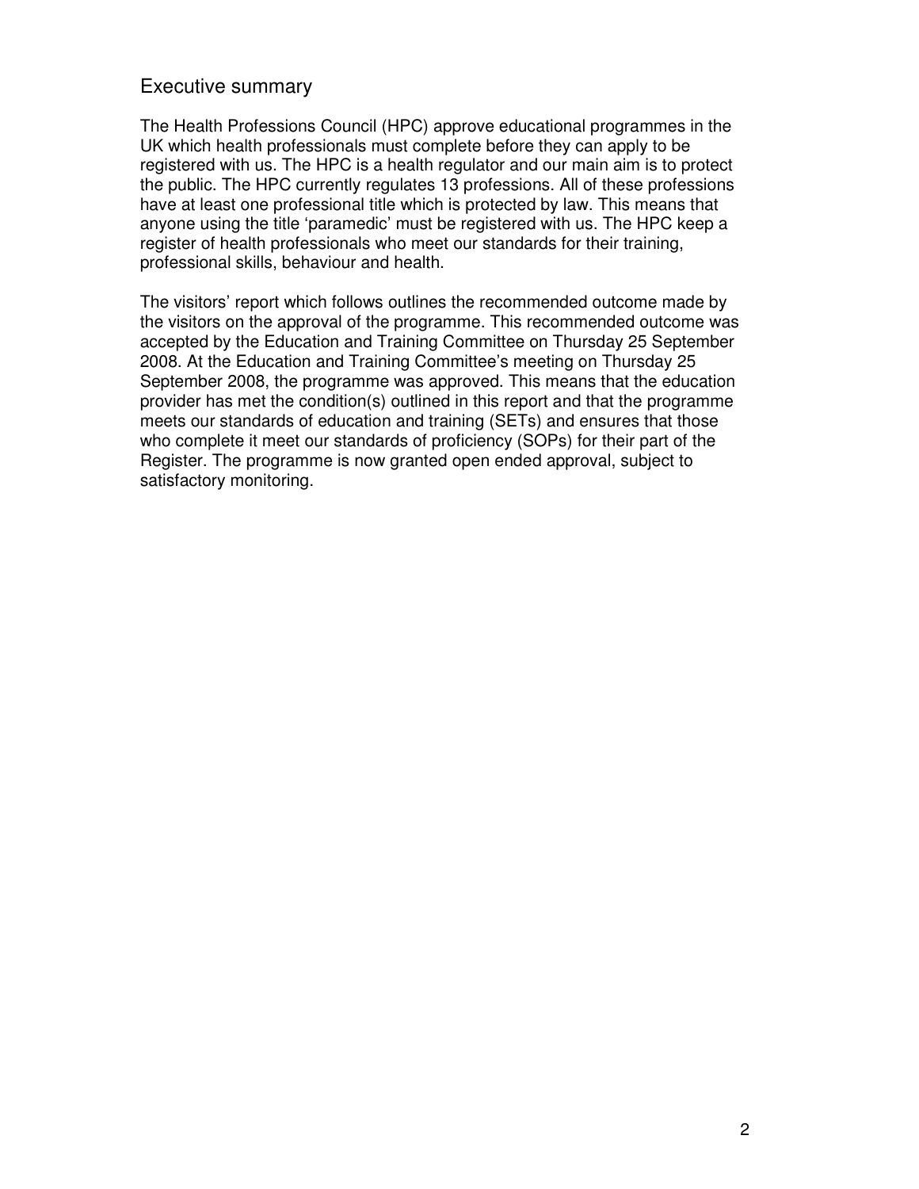## Executive summary

The Health Professions Council (HPC) approve educational programmes in the UK which health professionals must complete before they can apply to be registered with us. The HPC is a health regulator and our main aim is to protect the public. The HPC currently regulates 13 professions. All of these professions have at least one professional title which is protected by law. This means that anyone using the title 'paramedic' must be registered with us. The HPC keep a register of health professionals who meet our standards for their training, professional skills, behaviour and health.

The visitors' report which follows outlines the recommended outcome made by the visitors on the approval of the programme. This recommended outcome was accepted by the Education and Training Committee on Thursday 25 September 2008. At the Education and Training Committee's meeting on Thursday 25 September 2008, the programme was approved. This means that the education provider has met the condition(s) outlined in this report and that the programme meets our standards of education and training (SETs) and ensures that those who complete it meet our standards of proficiency (SOPs) for their part of the Register. The programme is now granted open ended approval, subject to satisfactory monitoring.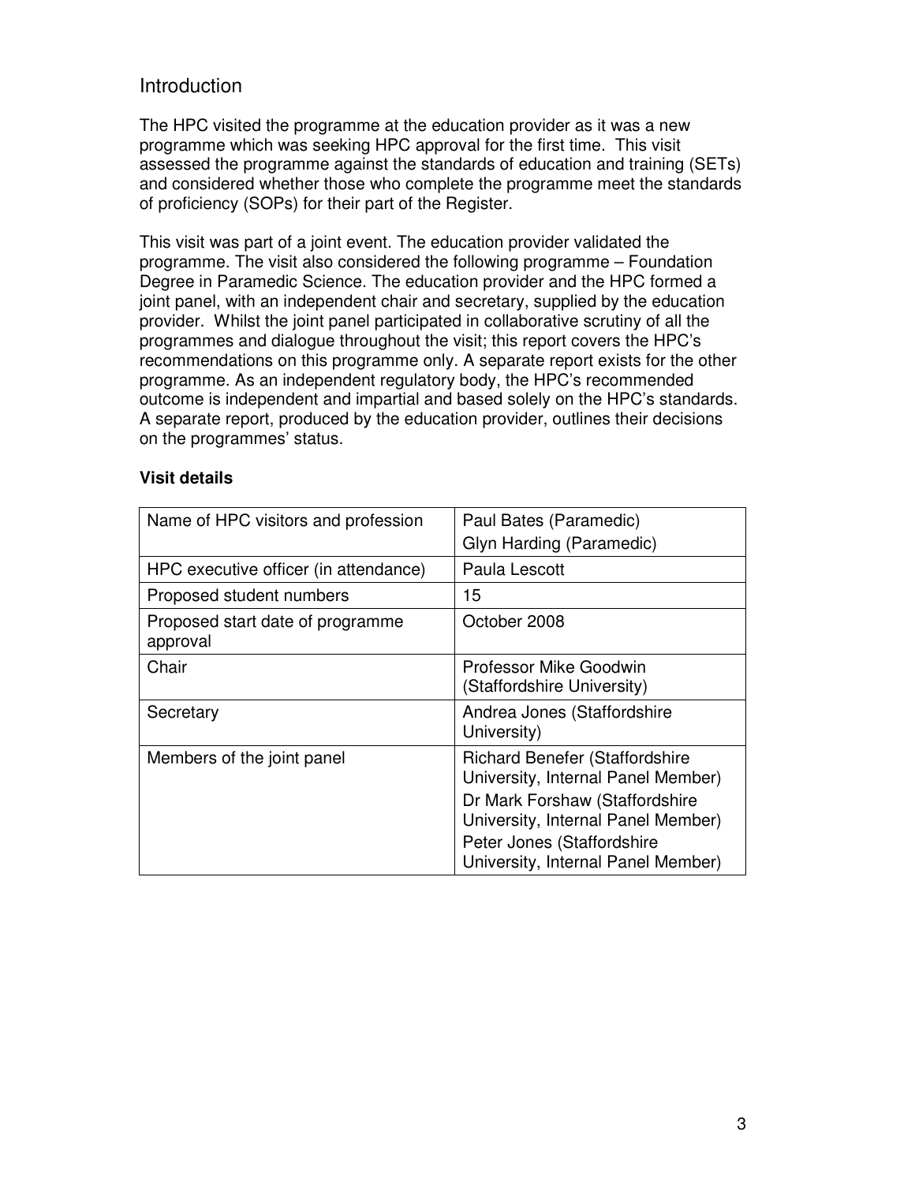## Introduction

The HPC visited the programme at the education provider as it was a new programme which was seeking HPC approval for the first time. This visit assessed the programme against the standards of education and training (SETs) and considered whether those who complete the programme meet the standards of proficiency (SOPs) for their part of the Register.

This visit was part of a joint event. The education provider validated the programme. The visit also considered the following programme – Foundation Degree in Paramedic Science. The education provider and the HPC formed a joint panel, with an independent chair and secretary, supplied by the education provider. Whilst the joint panel participated in collaborative scrutiny of all the programmes and dialogue throughout the visit; this report covers the HPC's recommendations on this programme only. A separate report exists for the other programme. As an independent regulatory body, the HPC's recommended outcome is independent and impartial and based solely on the HPC's standards. A separate report, produced by the education provider, outlines their decisions on the programmes' status.

**Visit details**

| | |
|---|---|
| Name of HPC visitors and profession | Paul Bates (Paramedic)<br>Glyn Harding (Paramedic) |
| HPC executive officer (in attendance) | Paula Lescott |
| Proposed student numbers | 15 |
| Proposed start date of programme approval | October 2008 |
| Chair | Professor Mike Goodwin (Staffordshire University) |
| Secretary | Andrea Jones (Staffordshire University) |
| Members of the joint panel | Richard Benefer (Staffordshire University, Internal Panel Member)<br>Dr Mark Forshaw (Staffordshire University, Internal Panel Member)<br>Peter Jones (Staffordshire University, Internal Panel Member) |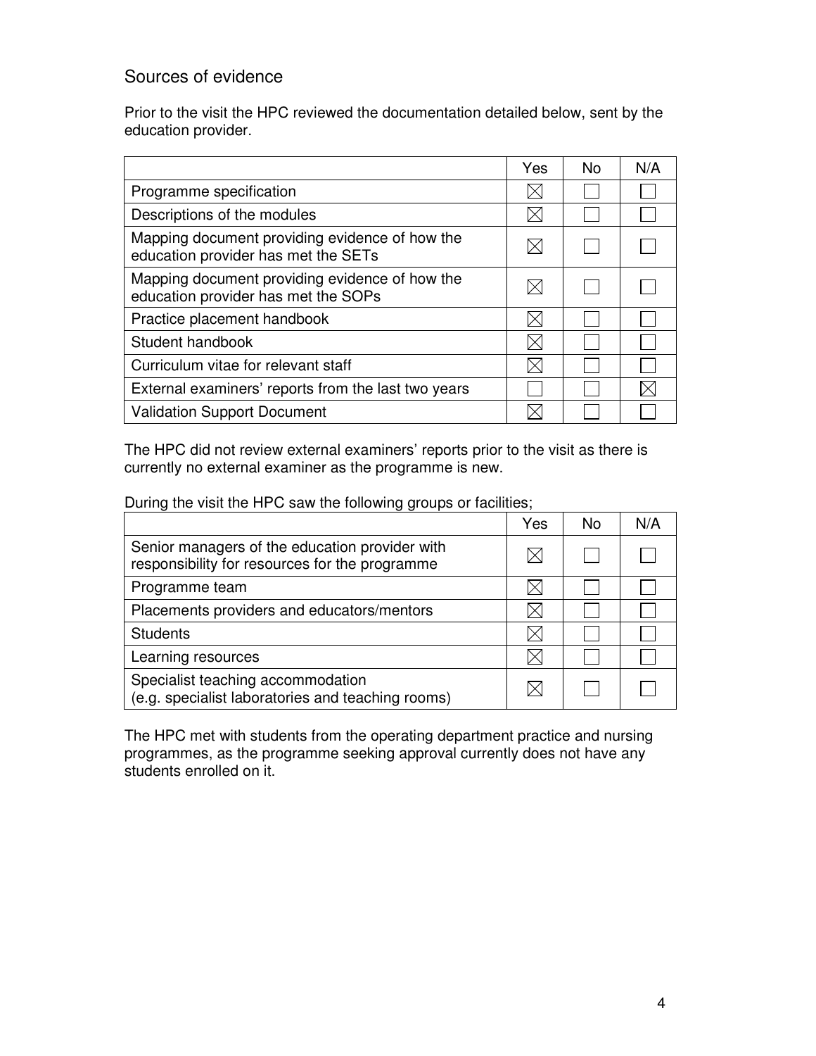## Sources of evidence

Prior to the visit the HPC reviewed the documentation detailed below, sent by the education provider.

| | Yes | No | N/A |
|---|---|---|---|
| Programme specification | ☒ | ☐ | ☐ |
| Descriptions of the modules | ☒ | ☐ | ☐ |
| Mapping document providing evidence of how the education provider has met the SETs | ☒ | ☐ | ☐ |
| Mapping document providing evidence of how the education provider has met the SOPs | ☒ | ☐ | ☐ |
| Practice placement handbook | ☒ | ☐ | ☐ |
| Student handbook | ☒ | ☐ | ☐ |
| Curriculum vitae for relevant staff | ☒ | ☐ | ☐ |
| External examiners' reports from the last two years | ☐ | ☐ | ☒ |
| Validation Support Document | ☒ | ☐ | ☐ |

The HPC did not review external examiners' reports prior to the visit as there is currently no external examiner as the programme is new.

During the visit the HPC saw the following groups or facilities;

| | Yes | No | N/A |
|---|---|---|---|
| Senior managers of the education provider with responsibility for resources for the programme | ☒ | ☐ | ☐ |
| Programme team | ☒ | ☐ | ☐ |
| Placements providers and educators/mentors | ☒ | ☐ | ☐ |
| Students | ☒ | ☐ | ☐ |
| Learning resources | ☒ | ☐ | ☐ |
| Specialist teaching accommodation (e.g. specialist laboratories and teaching rooms) | ☒ | ☐ | ☐ |

The HPC met with students from the operating department practice and nursing programmes, as the programme seeking approval currently does not have any students enrolled on it.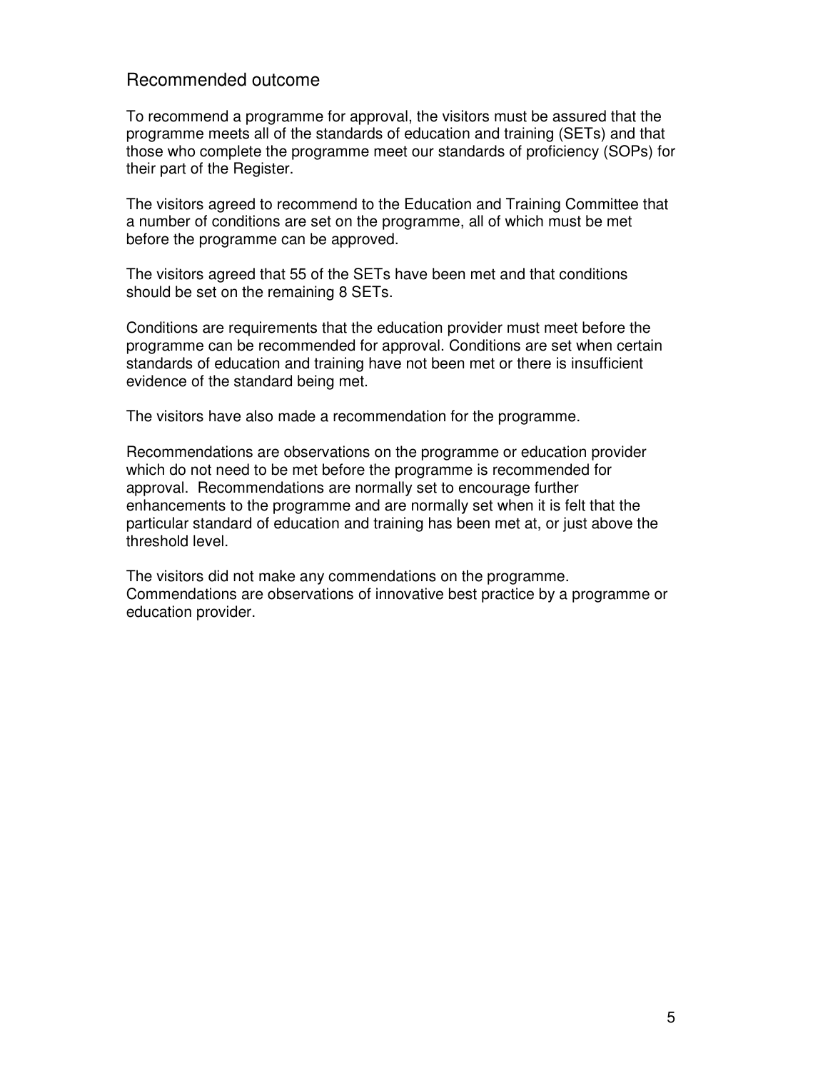## Recommended outcome

To recommend a programme for approval, the visitors must be assured that the programme meets all of the standards of education and training (SETs) and that those who complete the programme meet our standards of proficiency (SOPs) for their part of the Register.

The visitors agreed to recommend to the Education and Training Committee that a number of conditions are set on the programme, all of which must be met before the programme can be approved.

The visitors agreed that 55 of the SETs have been met and that conditions should be set on the remaining 8 SETs.

Conditions are requirements that the education provider must meet before the programme can be recommended for approval. Conditions are set when certain standards of education and training have not been met or there is insufficient evidence of the standard being met.

The visitors have also made a recommendation for the programme.

Recommendations are observations on the programme or education provider which do not need to be met before the programme is recommended for approval. Recommendations are normally set to encourage further enhancements to the programme and are normally set when it is felt that the particular standard of education and training has been met at, or just above the threshold level.

The visitors did not make any commendations on the programme. Commendations are observations of innovative best practice by a programme or education provider.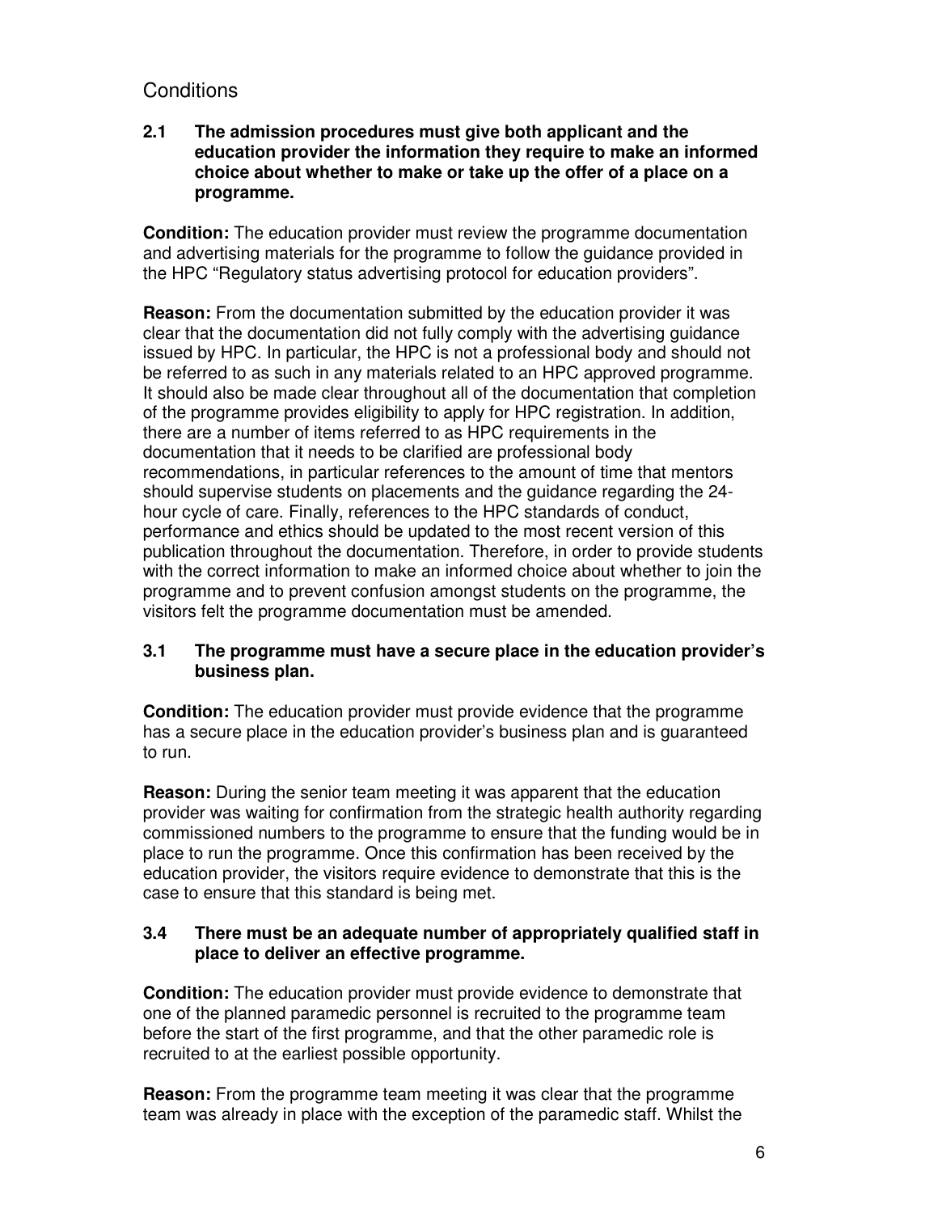## Conditions

**2.1 The admission procedures must give both applicant and the education provider the information they require to make an informed choice about whether to make or take up the offer of a place on a programme.**

**Condition:** The education provider must review the programme documentation and advertising materials for the programme to follow the guidance provided in the HPC "Regulatory status advertising protocol for education providers".

**Reason:** From the documentation submitted by the education provider it was clear that the documentation did not fully comply with the advertising guidance issued by HPC. In particular, the HPC is not a professional body and should not be referred to as such in any materials related to an HPC approved programme. It should also be made clear throughout all of the documentation that completion of the programme provides eligibility to apply for HPC registration. In addition, there are a number of items referred to as HPC requirements in the documentation that it needs to be clarified are professional body recommendations, in particular references to the amount of time that mentors should supervise students on placements and the guidance regarding the 24-hour cycle of care. Finally, references to the HPC standards of conduct, performance and ethics should be updated to the most recent version of this publication throughout the documentation. Therefore, in order to provide students with the correct information to make an informed choice about whether to join the programme and to prevent confusion amongst students on the programme, the visitors felt the programme documentation must be amended.

**3.1 The programme must have a secure place in the education provider's business plan.**

**Condition:** The education provider must provide evidence that the programme has a secure place in the education provider's business plan and is guaranteed to run.

**Reason:** During the senior team meeting it was apparent that the education provider was waiting for confirmation from the strategic health authority regarding commissioned numbers to the programme to ensure that the funding would be in place to run the programme. Once this confirmation has been received by the education provider, the visitors require evidence to demonstrate that this is the case to ensure that this standard is being met.

**3.4 There must be an adequate number of appropriately qualified staff in place to deliver an effective programme.**

**Condition:** The education provider must provide evidence to demonstrate that one of the planned paramedic personnel is recruited to the programme team before the start of the first programme, and that the other paramedic role is recruited to at the earliest possible opportunity.

**Reason:** From the programme team meeting it was clear that the programme team was already in place with the exception of the paramedic staff. Whilst the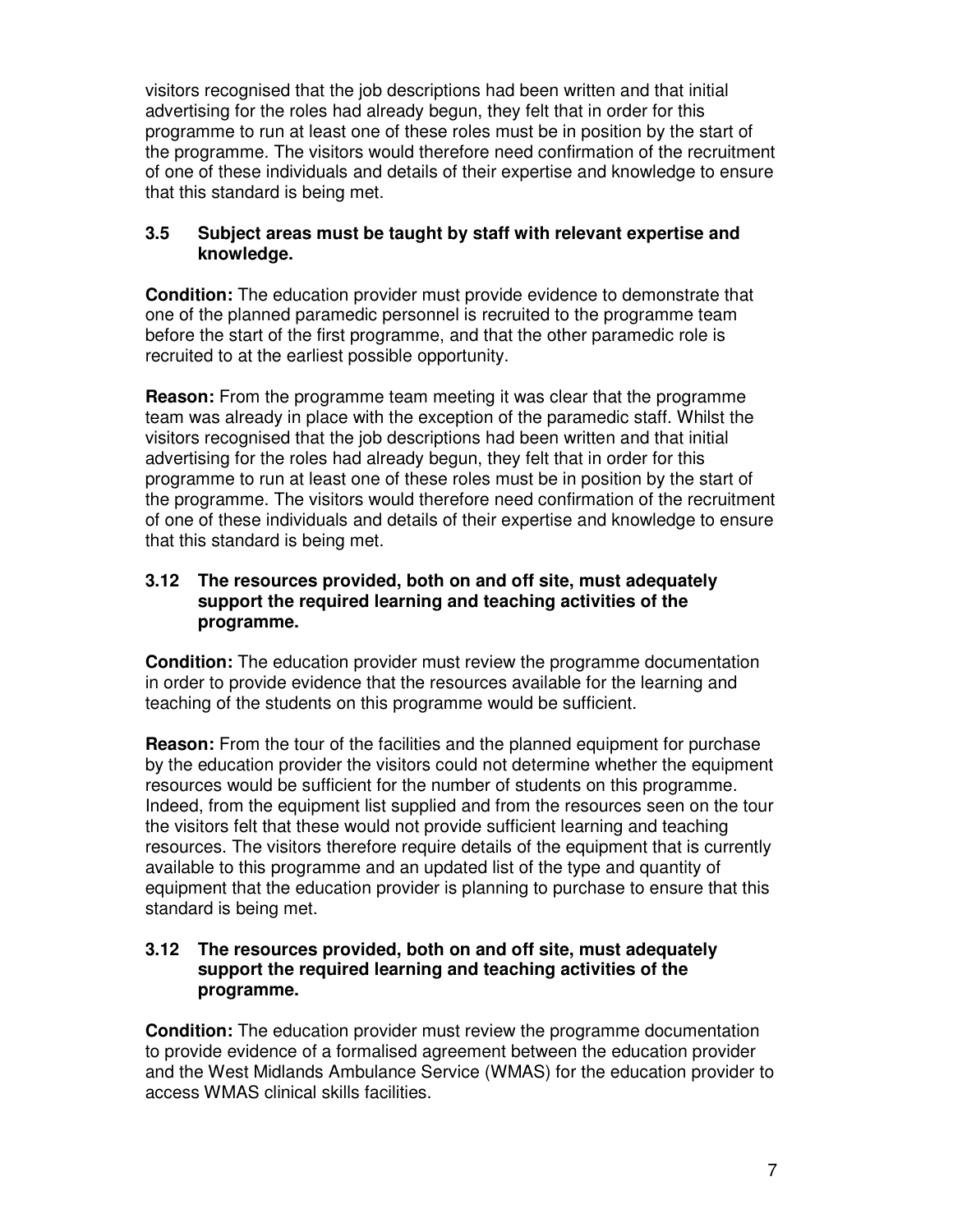visitors recognised that the job descriptions had been written and that initial advertising for the roles had already begun, they felt that in order for this programme to run at least one of these roles must be in position by the start of the programme. The visitors would therefore need confirmation of the recruitment of one of these individuals and details of their expertise and knowledge to ensure that this standard is being met.

**3.5 Subject areas must be taught by staff with relevant expertise and knowledge.**

**Condition:** The education provider must provide evidence to demonstrate that one of the planned paramedic personnel is recruited to the programme team before the start of the first programme, and that the other paramedic role is recruited to at the earliest possible opportunity.

**Reason:** From the programme team meeting it was clear that the programme team was already in place with the exception of the paramedic staff. Whilst the visitors recognised that the job descriptions had been written and that initial advertising for the roles had already begun, they felt that in order for this programme to run at least one of these roles must be in position by the start of the programme. The visitors would therefore need confirmation of the recruitment of one of these individuals and details of their expertise and knowledge to ensure that this standard is being met.

**3.12 The resources provided, both on and off site, must adequately support the required learning and teaching activities of the programme.**

**Condition:** The education provider must review the programme documentation in order to provide evidence that the resources available for the learning and teaching of the students on this programme would be sufficient.

**Reason:** From the tour of the facilities and the planned equipment for purchase by the education provider the visitors could not determine whether the equipment resources would be sufficient for the number of students on this programme. Indeed, from the equipment list supplied and from the resources seen on the tour the visitors felt that these would not provide sufficient learning and teaching resources. The visitors therefore require details of the equipment that is currently available to this programme and an updated list of the type and quantity of equipment that the education provider is planning to purchase to ensure that this standard is being met.

**3.12 The resources provided, both on and off site, must adequately support the required learning and teaching activities of the programme.**

**Condition:** The education provider must review the programme documentation to provide evidence of a formalised agreement between the education provider and the West Midlands Ambulance Service (WMAS) for the education provider to access WMAS clinical skills facilities.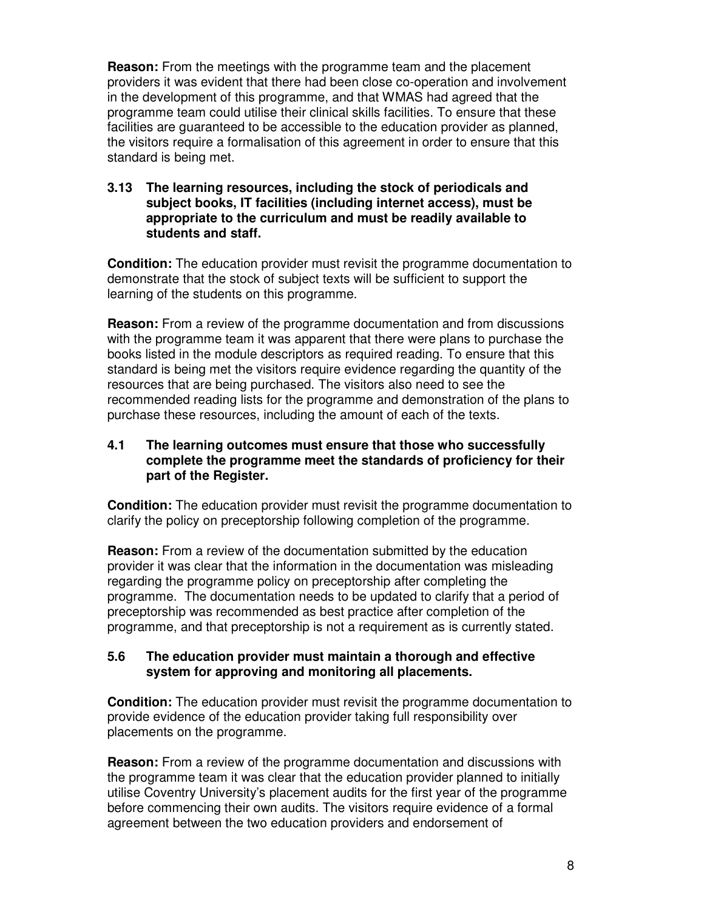**Reason:** From the meetings with the programme team and the placement providers it was evident that there had been close co-operation and involvement in the development of this programme, and that WMAS had agreed that the programme team could utilise their clinical skills facilities. To ensure that these facilities are guaranteed to be accessible to the education provider as planned, the visitors require a formalisation of this agreement in order to ensure that this standard is being met.

**3.13 The learning resources, including the stock of periodicals and subject books, IT facilities (including internet access), must be appropriate to the curriculum and must be readily available to students and staff.**

**Condition:** The education provider must revisit the programme documentation to demonstrate that the stock of subject texts will be sufficient to support the learning of the students on this programme.

**Reason:** From a review of the programme documentation and from discussions with the programme team it was apparent that there were plans to purchase the books listed in the module descriptors as required reading. To ensure that this standard is being met the visitors require evidence regarding the quantity of the resources that are being purchased. The visitors also need to see the recommended reading lists for the programme and demonstration of the plans to purchase these resources, including the amount of each of the texts.

**4.1 The learning outcomes must ensure that those who successfully complete the programme meet the standards of proficiency for their part of the Register.**

**Condition:** The education provider must revisit the programme documentation to clarify the policy on preceptorship following completion of the programme.

**Reason:** From a review of the documentation submitted by the education provider it was clear that the information in the documentation was misleading regarding the programme policy on preceptorship after completing the programme. The documentation needs to be updated to clarify that a period of preceptorship was recommended as best practice after completion of the programme, and that preceptorship is not a requirement as is currently stated.

**5.6 The education provider must maintain a thorough and effective system for approving and monitoring all placements.**

**Condition:** The education provider must revisit the programme documentation to provide evidence of the education provider taking full responsibility over placements on the programme.

**Reason:** From a review of the programme documentation and discussions with the programme team it was clear that the education provider planned to initially utilise Coventry University's placement audits for the first year of the programme before commencing their own audits. The visitors require evidence of a formal agreement between the two education providers and endorsement of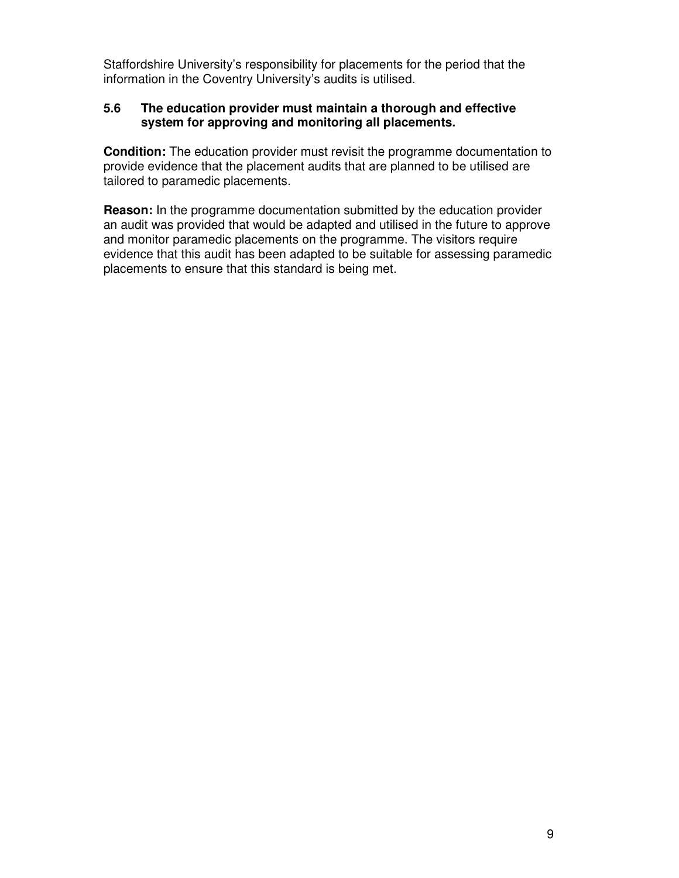Staffordshire University's responsibility for placements for the period that the information in the Coventry University's audits is utilised.

**5.6 The education provider must maintain a thorough and effective system for approving and monitoring all placements.**

**Condition:** The education provider must revisit the programme documentation to provide evidence that the placement audits that are planned to be utilised are tailored to paramedic placements.

**Reason:** In the programme documentation submitted by the education provider an audit was provided that would be adapted and utilised in the future to approve and monitor paramedic placements on the programme. The visitors require evidence that this audit has been adapted to be suitable for assessing paramedic placements to ensure that this standard is being met.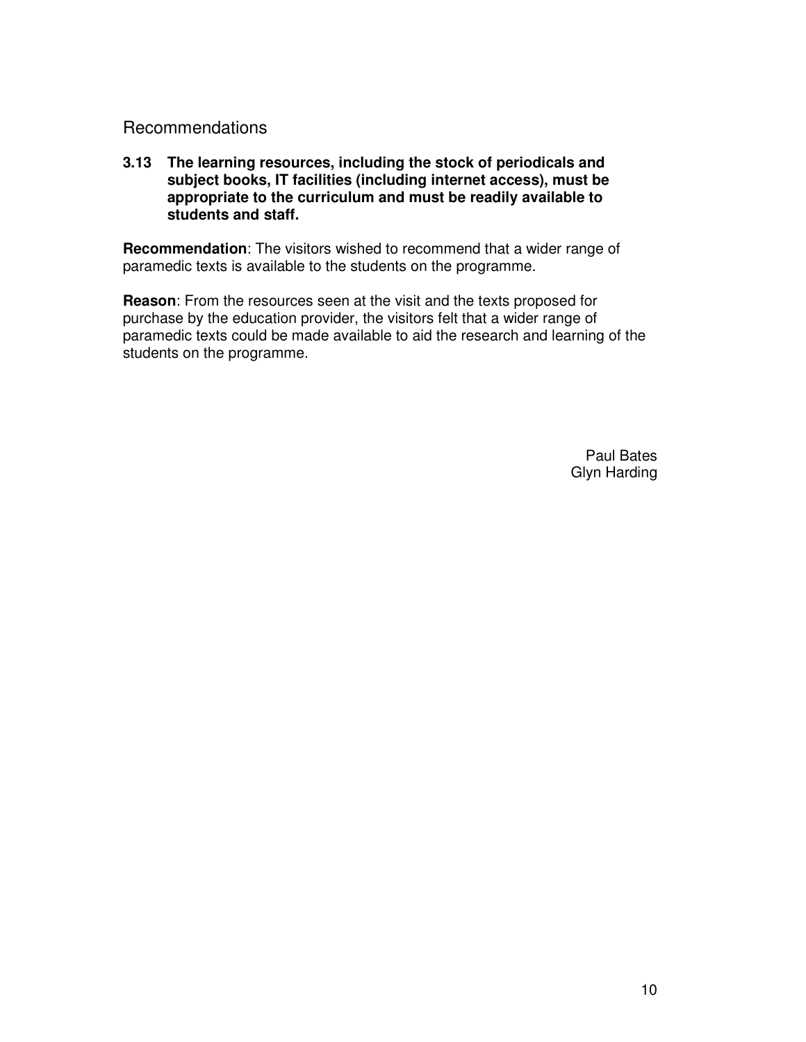## Recommendations

**3.13 The learning resources, including the stock of periodicals and subject books, IT facilities (including internet access), must be appropriate to the curriculum and must be readily available to students and staff.**

**Recommendation**: The visitors wished to recommend that a wider range of paramedic texts is available to the students on the programme.

**Reason**: From the resources seen at the visit and the texts proposed for purchase by the education provider, the visitors felt that a wider range of paramedic texts could be made available to aid the research and learning of the students on the programme.

Paul Bates
Glyn Harding